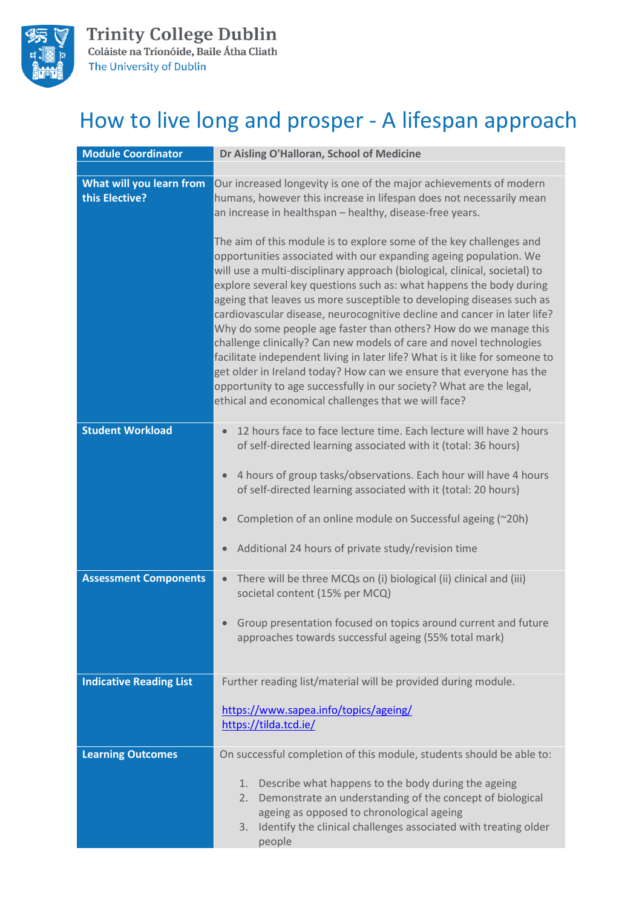Trinity College Dublin
Coláiste na Tríonóide, Baile Átha Cliath
The University of Dublin

# How to live long and prosper - A lifespan approach

| **Module Coordinator** | **Dr Aisling O'Halloran, School of Medicine** |
|---|---|
| | |
| **What will you learn from this Elective?** | Our increased longevity is one of the major achievements of modern humans, however this increase in lifespan does not necessarily mean an increase in healthspan – healthy, disease-free years.<br><br>The aim of this module is to explore some of the key challenges and opportunities associated with our expanding ageing population. We will use a multi-disciplinary approach (biological, clinical, societal) to explore several key questions such as: what happens the body during ageing that leaves us more susceptible to developing diseases such as cardiovascular disease, neurocognitive decline and cancer in later life? Why do some people age faster than others? How do we manage this challenge clinically? Can new models of care and novel technologies facilitate independent living in later life? What is it like for someone to get older in Ireland today? How can we ensure that everyone has the opportunity to age successfully in our society? What are the legal, ethical and economical challenges that we will face? |
| **Student Workload** | • 12 hours face to face lecture time. Each lecture will have 2 hours of self-directed learning associated with it (total: 36 hours)<br><br>• 4 hours of group tasks/observations. Each hour will have 4 hours of self-directed learning associated with it (total: 20 hours)<br><br>• Completion of an online module on Successful ageing (~20h)<br><br>• Additional 24 hours of private study/revision time |
| **Assessment Components** | • There will be three MCQs on (i) biological (ii) clinical and (iii) societal content (15% per MCQ)<br><br>• Group presentation focused on topics around current and future approaches towards successful ageing (55% total mark) |
| **Indicative Reading List** | Further reading list/material will be provided during module.<br><br>https://www.sapea.info/topics/ageing/<br>https://tilda.tcd.ie/ |
| **Learning Outcomes** | On successful completion of this module, students should be able to:<br><br>1. Describe what happens to the body during the ageing<br>2. Demonstrate an understanding of the concept of biological ageing as opposed to chronological ageing<br>3. Identify the clinical challenges associated with treating older people |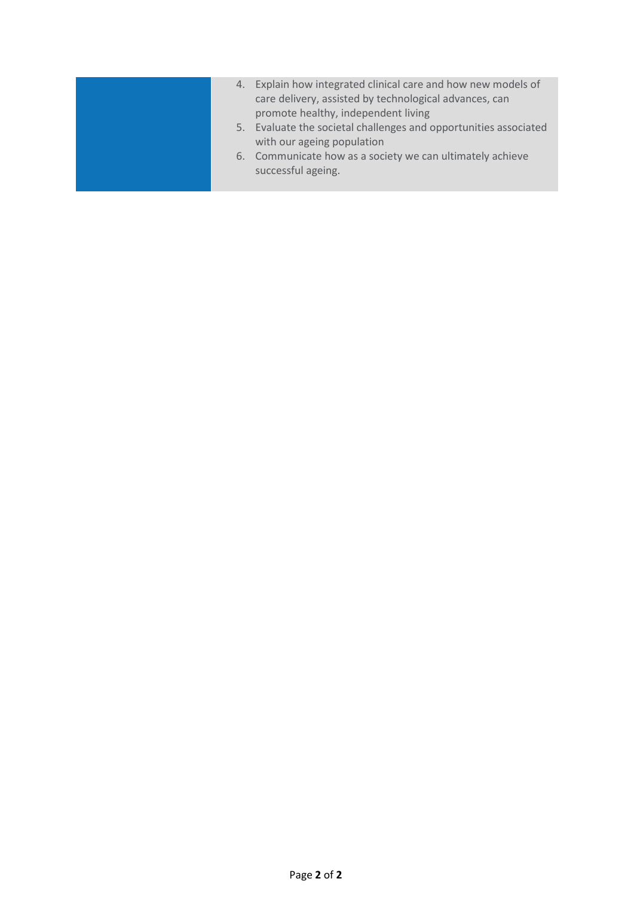4. Explain how integrated clinical care and how new models of care delivery, assisted by technological advances, can promote healthy, independent living
5. Evaluate the societal challenges and opportunities associated with our ageing population
6. Communicate how as a society we can ultimately achieve successful ageing.